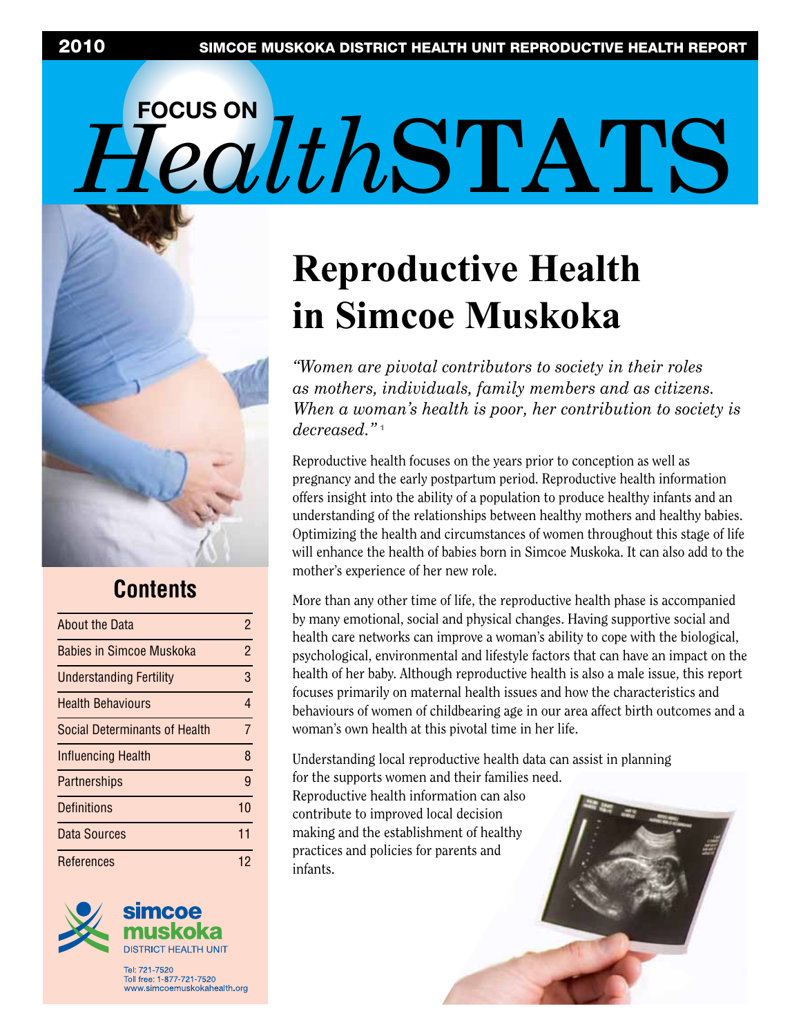2010 SIMCOE MUSKOKA DISTRICT HEALTH UNIT REPRODUCTIVE HEALTH REPORT

FOCUS ON *Health*STATS

# Reproductive Health in Simcoe Muskoka

*"Women are pivotal contributors to society in their roles as mothers, individuals, family members and as citizens. When a woman's health is poor, her contribution to society is decreased."* [1]

Reproductive health focuses on the years prior to conception as well as pregnancy and the early postpartum period. Reproductive health information offers insight into the ability of a population to produce healthy infants and an understanding of the relationships between healthy mothers and healthy babies. Optimizing the health and circumstances of women throughout this stage of life will enhance the health of babies born in Simcoe Muskoka. It can also add to the mother's experience of her new role.

More than any other time of life, the reproductive health phase is accompanied by many emotional, social and physical changes. Having supportive social and health care networks can improve a woman's ability to cope with the biological, psychological, environmental and lifestyle factors that can have an impact on the health of her baby. Although reproductive health is also a male issue, this report focuses primarily on maternal health issues and how the characteristics and behaviours of women of childbearing age in our area affect birth outcomes and a woman's own health at this pivotal time in her life.

Understanding local reproductive health data can assist in planning for the supports women and their families need. Reproductive health information can also contribute to improved local decision making and the establishment of healthy practices and policies for parents and infants.

## Contents

| | |
|---|---|
| About the Data | 2 |
| Babies in Simcoe Muskoka | 2 |
| Understanding Fertility | 3 |
| Health Behaviours | 4 |
| Social Determinants of Health | 7 |
| Influencing Health | 8 |
| Partnerships | 9 |
| Definitions | 10 |
| Data Sources | 11 |
| References | 12 |

simcoe muskoka DISTRICT HEALTH UNIT

Tel: 721-7520
Toll free: 1-877-721-7520
www.simcoemuskokahealth.org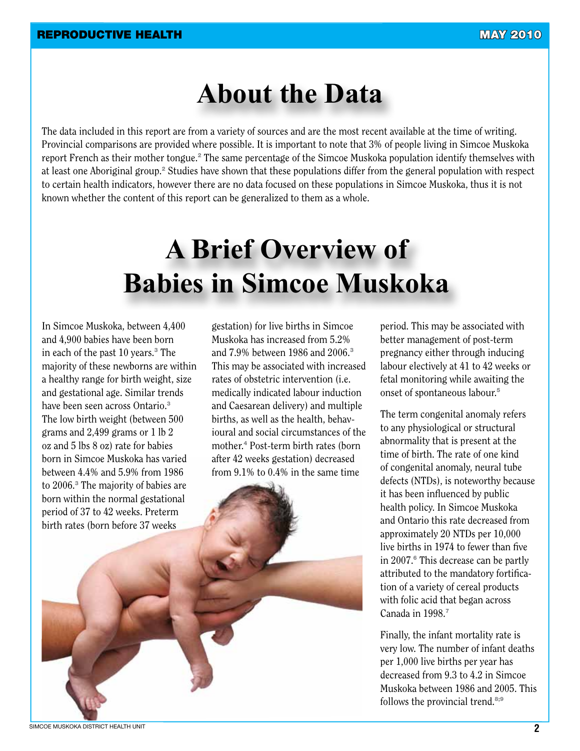# About the Data

The data included in this report are from a variety of sources and are the most recent available at the time of writing. Provincial comparisons are provided where possible. It is important to note that 3% of people living in Simcoe Muskoka report French as their mother tongue.[2] The same percentage of the Simcoe Muskoka population identify themselves with at least one Aboriginal group.[2] Studies have shown that these populations differ from the general population with respect to certain health indicators, however there are no data focused on these populations in Simcoe Muskoka, thus it is not known whether the content of this report can be generalized to them as a whole.

# A Brief Overview of Babies in Simcoe Muskoka

In Simcoe Muskoka, between 4,400 and 4,900 babies have been born in each of the past 10 years.[3] The majority of these newborns are within a healthy range for birth weight, size and gestational age. Similar trends have been seen across Ontario.[3] The low birth weight (between 500 grams and 2,499 grams or 1 lb 2 oz and 5 lbs 8 oz) rate for babies born in Simcoe Muskoka has varied between 4.4% and 5.9% from 1986 to 2006.[3] The majority of babies are born within the normal gestational period of 37 to 42 weeks. Preterm birth rates (born before 37 weeks gestation) for live births in Simcoe Muskoka has increased from 5.2% and 7.9% between 1986 and 2006.[3] This may be associated with increased rates of obstetric intervention (i.e. medically indicated labour induction and Caesarean delivery) and multiple births, as well as the health, behavioural and social circumstances of the mother.[4] Post-term birth rates (born after 42 weeks gestation) decreased from 9.1% to 0.4% in the same time period. This may be associated with better management of post-term pregnancy either through inducing labour electively at 41 to 42 weeks or fetal monitoring while awaiting the onset of spontaneous labour.[5]

The term congenital anomaly refers to any physiological or structural abnormality that is present at the time of birth. The rate of one kind of congenital anomaly, neural tube defects (NTDs), is noteworthy because it has been influenced by public health policy. In Simcoe Muskoka and Ontario this rate decreased from approximately 20 NTDs per 10,000 live births in 1974 to fewer than five in 2007.[6] This decrease can be partly attributed to the mandatory fortification of a variety of cereal products with folic acid that began across Canada in 1998.[7]

Finally, the infant mortality rate is very low. The number of infant deaths per 1,000 live births per year has decreased from 9.3 to 4.2 in Simcoe Muskoka between 1986 and 2005. This follows the provincial trend.[8;9]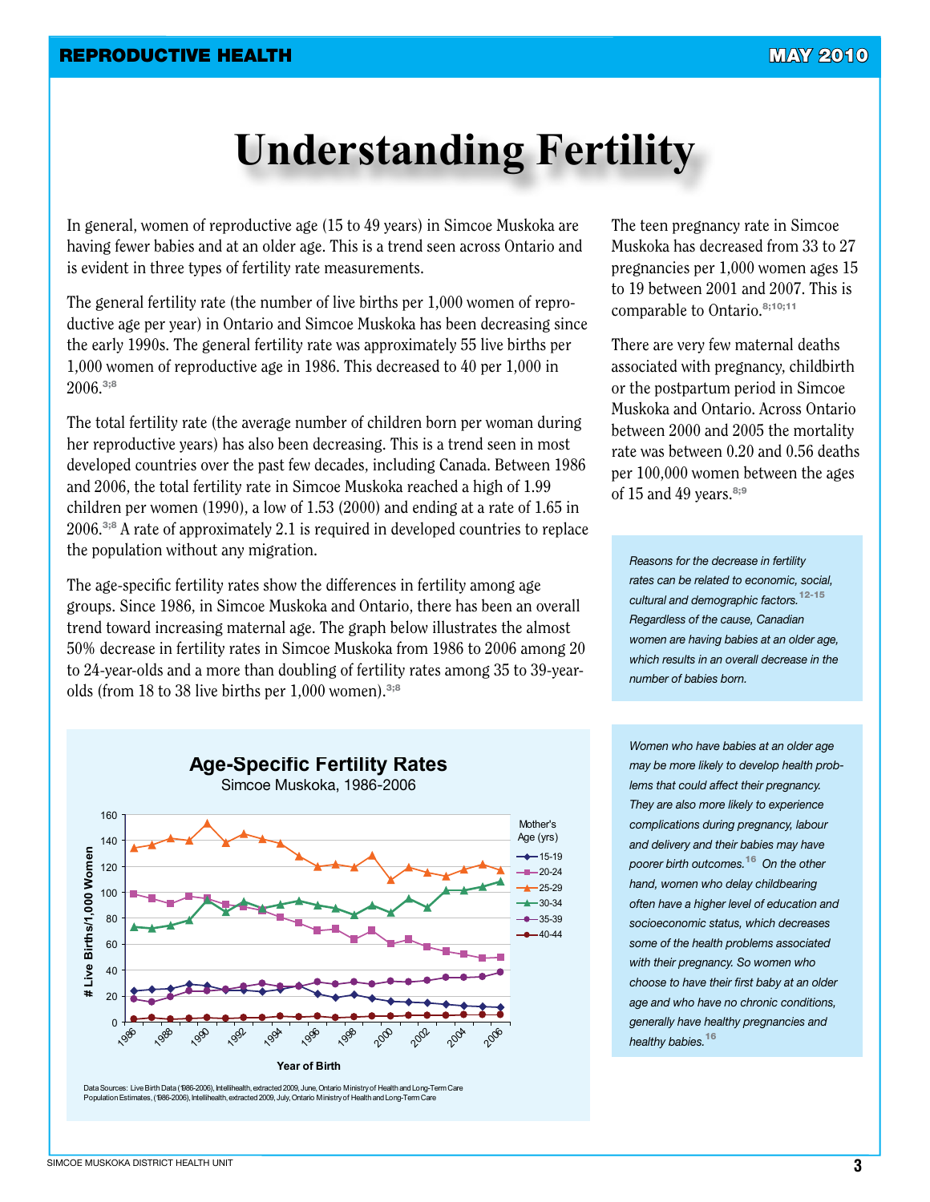# Understanding Fertility

In general, women of reproductive age (15 to 49 years) in Simcoe Muskoka are having fewer babies and at an older age. This is a trend seen across Ontario and is evident in three types of fertility rate measurements.

The general fertility rate (the number of live births per 1,000 women of reproductive age per year) in Ontario and Simcoe Muskoka has been decreasing since the early 1990s. The general fertility rate was approximately 55 live births per 1,000 women of reproductive age in 1986. This decreased to 40 per 1,000 in 2006.[3;8]

The total fertility rate (the average number of children born per woman during her reproductive years) has also been decreasing. This is a trend seen in most developed countries over the past few decades, including Canada. Between 1986 and 2006, the total fertility rate in Simcoe Muskoka reached a high of 1.99 children per women (1990), a low of 1.53 (2000) and ending at a rate of 1.65 in 2006.[3;8] A rate of approximately 2.1 is required in developed countries to replace the population without any migration.

The age-specific fertility rates show the differences in fertility among age groups. Since 1986, in Simcoe Muskoka and Ontario, there has been an overall trend toward increasing maternal age. The graph below illustrates the almost 50% decrease in fertility rates in Simcoe Muskoka from 1986 to 2006 among 20 to 24-year-olds and a more than doubling of fertility rates among 35 to 39-year-olds (from 18 to 38 live births per 1,000 women).[3;8]

**Age-Specific Fertility Rates**
Simcoe Muskoka, 1986-2006

Data Sources: Live Birth Data (1986-2006), Intellihealth, extracted 2009, June, Ontario Ministry of Health and Long-Term Care
Population Estimates, (1986-2006), Intellihealth, extracted 2009, July, Ontario Ministry of Health and Long-Term Care

The teen pregnancy rate in Simcoe Muskoka has decreased from 33 to 27 pregnancies per 1,000 women ages 15 to 19 between 2001 and 2007. This is comparable to Ontario.[8;10;11]

There are very few maternal deaths associated with pregnancy, childbirth or the postpartum period in Simcoe Muskoka and Ontario. Across Ontario between 2000 and 2005 the mortality rate was between 0.20 and 0.56 deaths per 100,000 women between the ages of 15 and 49 years.[8;9]

*Reasons for the decrease in fertility rates can be related to economic, social, cultural and demographic factors.*[12-15] *Regardless of the cause, Canadian women are having babies at an older age, which results in an overall decrease in the number of babies born.*

*Women who have babies at an older age may be more likely to develop health problems that could affect their pregnancy. They are also more likely to experience complications during pregnancy, labour and delivery and their babies may have poorer birth outcomes.*[16] *On the other hand, women who delay childbearing often have a higher level of education and socioeconomic status, which decreases some of the health problems associated with their pregnancy. So women who choose to have their first baby at an older age and who have no chronic conditions, generally have healthy pregnancies and healthy babies.*[16]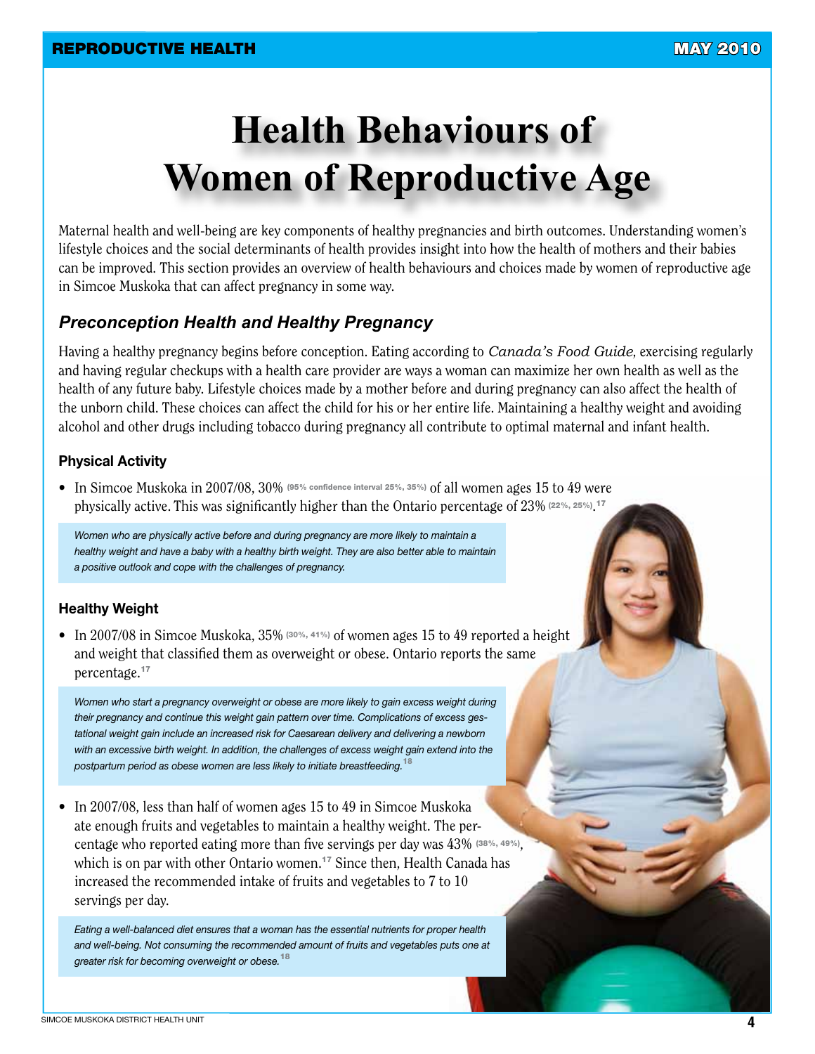# Health Behaviours of Women of Reproductive Age

Maternal health and well-being are key components of healthy pregnancies and birth outcomes. Understanding women's lifestyle choices and the social determinants of health provides insight into how the health of mothers and their babies can be improved. This section provides an overview of health behaviours and choices made by women of reproductive age in Simcoe Muskoka that can affect pregnancy in some way.

## *Preconception Health and Healthy Pregnancy*

Having a healthy pregnancy begins before conception. Eating according to *Canada's Food Guide*, exercising regularly and having regular checkups with a health care provider are ways a woman can maximize her own health as well as the health of any future baby. Lifestyle choices made by a mother before and during pregnancy can also affect the health of the unborn child. These choices can affect the child for his or her entire life. Maintaining a healthy weight and avoiding alcohol and other drugs including tobacco during pregnancy all contribute to optimal maternal and infant health.

### Physical Activity

- In Simcoe Muskoka in 2007/08, 30% (95% confidence interval 25%, 35%) of all women ages 15 to 49 were physically active. This was significantly higher than the Ontario percentage of 23% (22%, 25%).[17]

*Women who are physically active before and during pregnancy are more likely to maintain a healthy weight and have a baby with a healthy birth weight. They are also better able to maintain a positive outlook and cope with the challenges of pregnancy.*

### Healthy Weight

- In 2007/08 in Simcoe Muskoka, 35% (30%, 41%) of women ages 15 to 49 reported a height and weight that classified them as overweight or obese. Ontario reports the same percentage.[17]

*Women who start a pregnancy overweight or obese are more likely to gain excess weight during their pregnancy and continue this weight gain pattern over time. Complications of excess gestational weight gain include an increased risk for Caesarean delivery and delivering a newborn with an excessive birth weight. In addition, the challenges of excess weight gain extend into the postpartum period as obese women are less likely to initiate breastfeeding.*[18]

- In 2007/08, less than half of women ages 15 to 49 in Simcoe Muskoka ate enough fruits and vegetables to maintain a healthy weight. The percentage who reported eating more than five servings per day was 43% (38%, 49%), which is on par with other Ontario women.[17] Since then, Health Canada has increased the recommended intake of fruits and vegetables to 7 to 10 servings per day.

*Eating a well-balanced diet ensures that a woman has the essential nutrients for proper health and well-being. Not consuming the recommended amount of fruits and vegetables puts one at greater risk for becoming overweight or obese.*[18]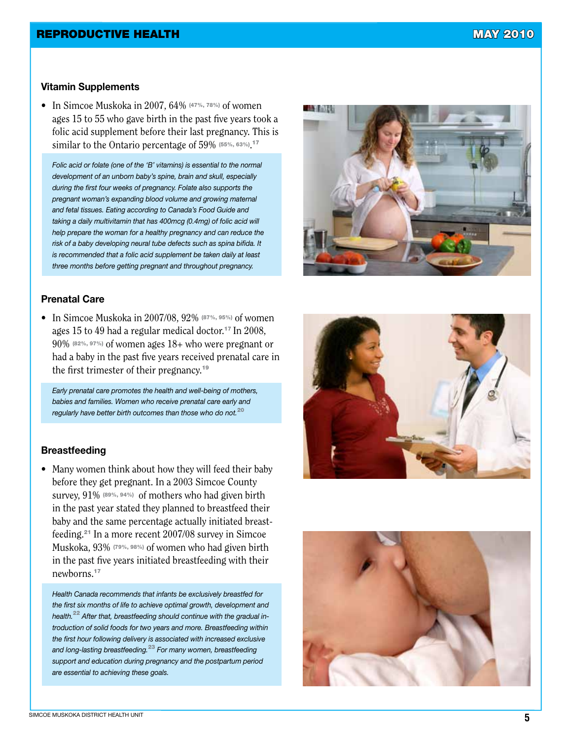### Vitamin Supplements

- In Simcoe Muskoka in 2007, 64% (47%, 78%) of women ages 15 to 55 who gave birth in the past five years took a folic acid supplement before their last pregnancy. This is similar to the Ontario percentage of 59% (55%, 63%).[17]

*Folic acid or folate (one of the 'B' vitamins) is essential to the normal development of an unborn baby's spine, brain and skull, especially during the first four weeks of pregnancy. Folate also supports the pregnant woman's expanding blood volume and growing maternal and fetal tissues. Eating according to Canada's Food Guide and taking a daily multivitamin that has 400mcg (0.4mg) of folic acid will help prepare the woman for a healthy pregnancy and can reduce the risk of a baby developing neural tube defects such as spina bifida. It is recommended that a folic acid supplement be taken daily at least three months before getting pregnant and throughout pregnancy.*

### Prenatal Care

- In Simcoe Muskoka in 2007/08, 92% (87%, 95%) of women ages 15 to 49 had a regular medical doctor.[17] In 2008, 90% (82%, 97%) of women ages 18+ who were pregnant or had a baby in the past five years received prenatal care in the first trimester of their pregnancy.[19]

*Early prenatal care promotes the health and well-being of mothers, babies and families. Women who receive prenatal care early and regularly have better birth outcomes than those who do not.*[20]

### Breastfeeding

- Many women think about how they will feed their baby before they get pregnant. In a 2003 Simcoe County survey, 91% (89%, 94%) of mothers who had given birth in the past year stated they planned to breastfeed their baby and the same percentage actually initiated breast-feeding.[21] In a more recent 2007/08 survey in Simcoe Muskoka, 93% (79%, 98%) of women who had given birth in the past five years initiated breastfeeding with their newborns.[17]

*Health Canada recommends that infants be exclusively breastfed for the first six months of life to achieve optimal growth, development and health.*[22] *After that, breastfeeding should continue with the gradual introduction of solid foods for two years and more. Breastfeeding within the first hour following delivery is associated with increased exclusive and long-lasting breastfeeding.*[23] *For many women, breastfeeding support and education during pregnancy and the postpartum period are essential to achieving these goals.*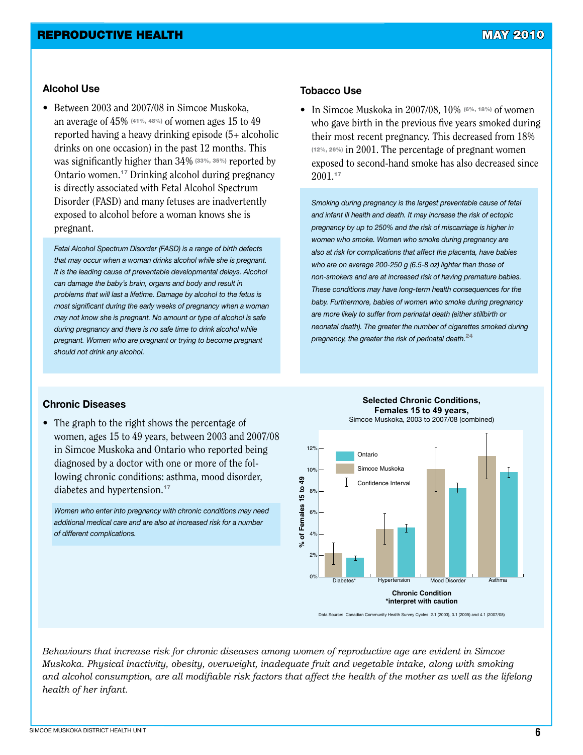## Alcohol Use

- Between 2003 and 2007/08 in Simcoe Muskoka, an average of 45% (41%, 48%) of women ages 15 to 49 reported having a heavy drinking episode (5+ alcoholic drinks on one occasion) in the past 12 months. This was significantly higher than 34% (33%, 35%) reported by Ontario women.[17] Drinking alcohol during pregnancy is directly associated with Fetal Alcohol Spectrum Disorder (FASD) and many fetuses are inadvertently exposed to alcohol before a woman knows she is pregnant.

*Fetal Alcohol Spectrum Disorder (FASD) is a range of birth defects that may occur when a woman drinks alcohol while she is pregnant. It is the leading cause of preventable developmental delays. Alcohol can damage the baby's brain, organs and body and result in problems that will last a lifetime. Damage by alcohol to the fetus is most significant during the early weeks of pregnancy when a woman may not know she is pregnant. No amount or type of alcohol is safe during pregnancy and there is no safe time to drink alcohol while pregnant. Women who are pregnant or trying to become pregnant should not drink any alcohol.*

## Tobacco Use

- In Simcoe Muskoka in 2007/08, 10% (6%, 18%) of women who gave birth in the previous five years smoked during their most recent pregnancy. This decreased from 18% (12%, 26%) in 2001. The percentage of pregnant women exposed to second-hand smoke has also decreased since 2001.[17]

*Smoking during pregnancy is the largest preventable cause of fetal and infant ill health and death. It may increase the risk of ectopic pregnancy by up to 250% and the risk of miscarriage is higher in women who smoke. Women who smoke during pregnancy are also at risk for complications that affect the placenta, have babies who are on average 200-250 g (6.5-8 oz) lighter than those of non-smokers and are at increased risk of having premature babies. These conditions may have long-term health consequences for the baby. Furthermore, babies of women who smoke during pregnancy are more likely to suffer from perinatal death (either stillbirth or neonatal death). The greater the number of cigarettes smoked during pregnancy, the greater the risk of perinatal death.*[24]

## Chronic Diseases

- The graph to the right shows the percentage of women, ages 15 to 49 years, between 2003 and 2007/08 in Simcoe Muskoka and Ontario who reported being diagnosed by a doctor with one or more of the following chronic conditions: asthma, mood disorder, diabetes and hypertension.[17]

*Women who enter into pregnancy with chronic conditions may need additional medical care and are also at increased risk for a number of different complications.*

**Selected Chronic Conditions, Females 15 to 49 years,**
Simcoe Muskoka, 2003 to 2007/08 (combined)

| Chronic Condition | Simcoe Muskoka | Ontario |
|---|---|---|
| Diabetes* | ~2.2% | ~1.8% |
| Hypertension | ~4.5% | ~4.6% |
| Mood Disorder | ~10.1% | ~8.3% |
| Asthma | ~11.3% | ~9.8% |

*interpret with caution

Data Source: Canadian Community Health Survey Cycles 2.1 (2003), 3.1 (2005) and 4.1 (2007/08)

*Behaviours that increase risk for chronic diseases among women of reproductive age are evident in Simcoe Muskoka. Physical inactivity, obesity, overweight, inadequate fruit and vegetable intake, along with smoking and alcohol consumption, are all modifiable risk factors that affect the health of the mother as well as the lifelong health of her infant.*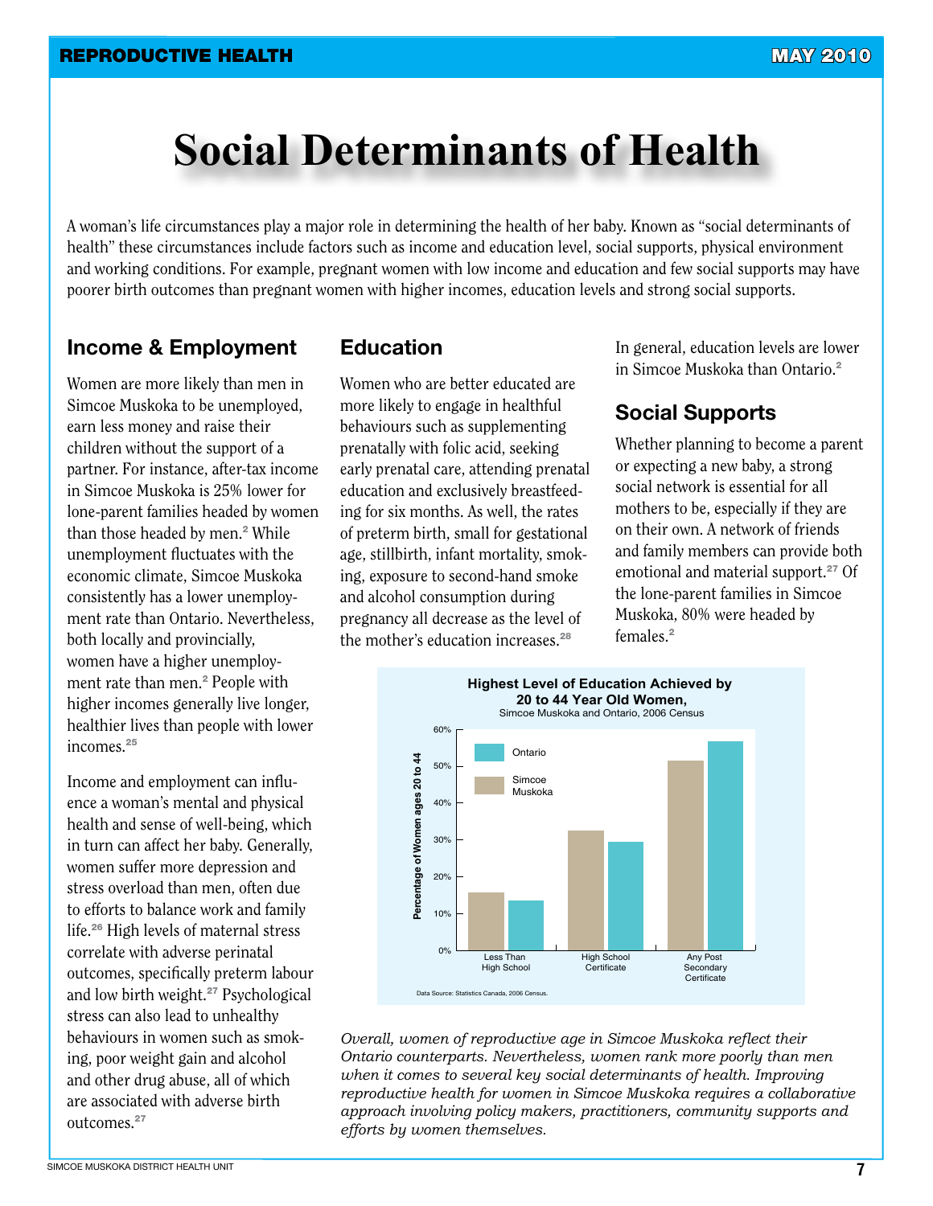# Social Determinants of Health

A woman's life circumstances play a major role in determining the health of her baby. Known as "social determinants of health" these circumstances include factors such as income and education level, social supports, physical environment and working conditions. For example, pregnant women with low income and education and few social supports may have poorer birth outcomes than pregnant women with higher incomes, education levels and strong social supports.

## Income & Employment

Women are more likely than men in Simcoe Muskoka to be unemployed, earn less money and raise their children without the support of a partner. For instance, after-tax income in Simcoe Muskoka is 25% lower for lone-parent families headed by women than those headed by men.[2] While unemployment fluctuates with the economic climate, Simcoe Muskoka consistently has a lower unemployment rate than Ontario. Nevertheless, both locally and provincially, women have a higher unemployment rate than men.[2] People with higher incomes generally live longer, healthier lives than people with lower incomes.[25]

Income and employment can influence a woman's mental and physical health and sense of well-being, which in turn can affect her baby. Generally, women suffer more depression and stress overload than men, often due to efforts to balance work and family life.[26] High levels of maternal stress correlate with adverse perinatal outcomes, specifically preterm labour and low birth weight.[27] Psychological stress can also lead to unhealthy behaviours in women such as smoking, poor weight gain and alcohol and other drug abuse, all of which are associated with adverse birth outcomes.[27]

## Education

Women who are better educated are more likely to engage in healthful behaviours such as supplementing prenatally with folic acid, seeking early prenatal care, attending prenatal education and exclusively breastfeeding for six months. As well, the rates of preterm birth, small for gestational age, stillbirth, infant mortality, smoking, exposure to second-hand smoke and alcohol consumption during pregnancy all decrease as the level of the mother's education increases.[28]

In general, education levels are lower in Simcoe Muskoka than Ontario.[2]

## Social Supports

Whether planning to become a parent or expecting a new baby, a strong social network is essential for all mothers to be, especially if they are on their own. A network of friends and family members can provide both emotional and material support.[27] Of the lone-parent families in Simcoe Muskoka, 80% were headed by females.[2]

**Highest Level of Education Achieved by 20 to 44 Year Old Women,**
Simcoe Muskoka and Ontario, 2006 Census

| Highest Level of Education | Simcoe Muskoka | Ontario |
|---|---|---|
| Less Than High School | ~16% | ~14% |
| High School Certificate | ~33% | ~30% |
| Any Post Secondary Certificate | ~52% | ~57% |

Percentage of Women ages 20 to 44

Data Source: Statistics Canada, 2006 Census.

*Overall, women of reproductive age in Simcoe Muskoka reflect their Ontario counterparts. Nevertheless, women rank more poorly than men when it comes to several key social determinants of health. Improving reproductive health for women in Simcoe Muskoka requires a collaborative approach involving policy makers, practitioners, community supports and efforts by women themselves.*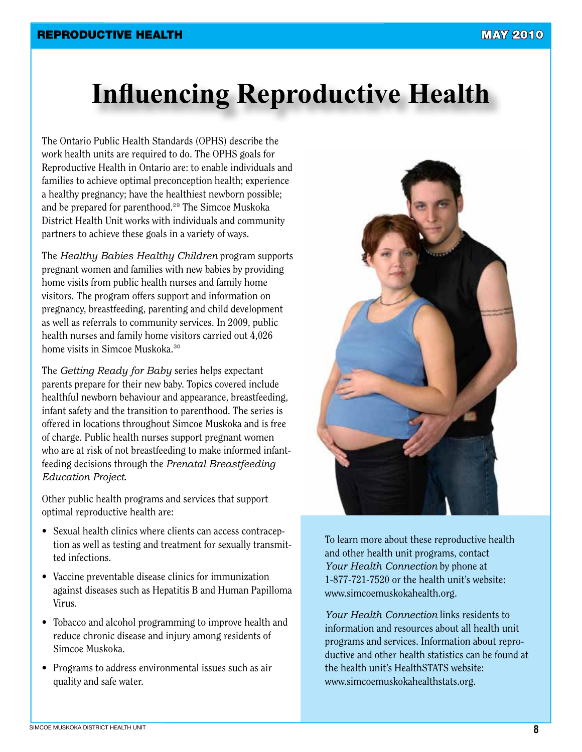# Influencing Reproductive Health

The Ontario Public Health Standards (OPHS) describe the work health units are required to do. The OPHS goals for Reproductive Health in Ontario are: to enable individuals and families to achieve optimal preconception health; experience a healthy pregnancy; have the healthiest newborn possible; and be prepared for parenthood.[29] The Simcoe Muskoka District Health Unit works with individuals and community partners to achieve these goals in a variety of ways.

The *Healthy Babies Healthy Children* program supports pregnant women and families with new babies by providing home visits from public health nurses and family home visitors. The program offers support and information on pregnancy, breastfeeding, parenting and child development as well as referrals to community services. In 2009, public health nurses and family home visitors carried out 4,026 home visits in Simcoe Muskoka.[30]

The *Getting Ready for Baby* series helps expectant parents prepare for their new baby. Topics covered include healthful newborn behaviour and appearance, breastfeeding, infant safety and the transition to parenthood. The series is offered in locations throughout Simcoe Muskoka and is free of charge. Public health nurses support pregnant women who are at risk of not breastfeeding to make informed infant-feeding decisions through the *Prenatal Breastfeeding Education Project*.

Other public health programs and services that support optimal reproductive health are:

- Sexual health clinics where clients can access contraception as well as testing and treatment for sexually transmitted infections.
- Vaccine preventable disease clinics for immunization against diseases such as Hepatitis B and Human Papilloma Virus.
- Tobacco and alcohol programming to improve health and reduce chronic disease and injury among residents of Simcoe Muskoka.
- Programs to address environmental issues such as air quality and safe water.

To learn more about these reproductive health and other health unit programs, contact *Your Health Connection* by phone at 1-877-721-7520 or the health unit's website: www.simcoemuskokahealth.org.

*Your Health Connection* links residents to information and resources about all health unit programs and services. Information about reproductive and other health statistics can be found at the health unit's HealthSTATS website: www.simcoemuskokahealthstats.org.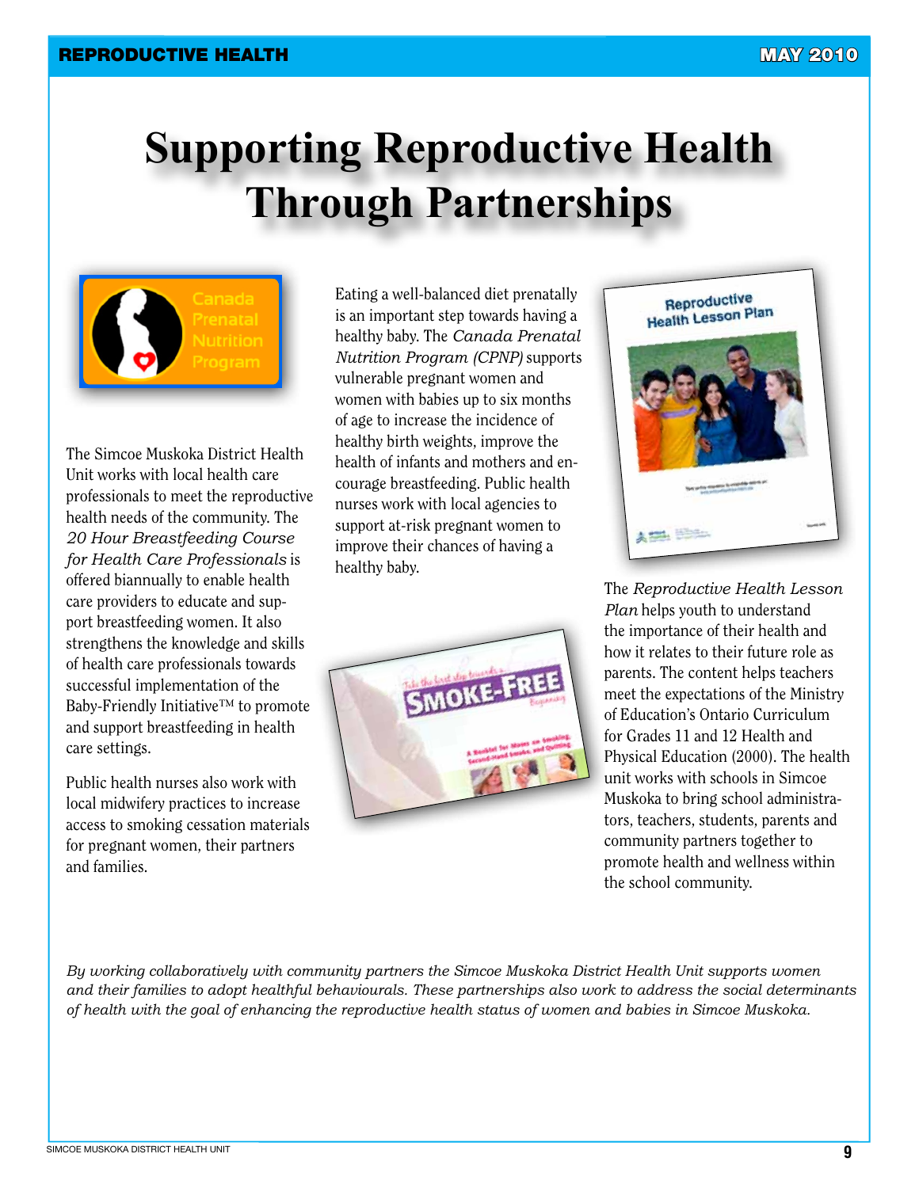# Supporting Reproductive Health Through Partnerships

The Simcoe Muskoka District Health Unit works with local health care professionals to meet the reproductive health needs of the community. The *20 Hour Breastfeeding Course for Health Care Professionals* is offered biannually to enable health care providers to educate and support breastfeeding women. It also strengthens the knowledge and skills of health care professionals towards successful implementation of the Baby-Friendly Initiative™ to promote and support breastfeeding in health care settings.

Public health nurses also work with local midwifery practices to increase access to smoking cessation materials for pregnant women, their partners and families.

Eating a well-balanced diet prenatally is an important step towards having a healthy baby. The *Canada Prenatal Nutrition Program (CPNP)* supports vulnerable pregnant women and women with babies up to six months of age to increase the incidence of healthy birth weights, improve the health of infants and mothers and encourage breastfeeding. Public health nurses work with local agencies to support at-risk pregnant women to improve their chances of having a healthy baby.

The *Reproductive Health Lesson Plan* helps youth to understand the importance of their health and how it relates to their future role as parents. The content helps teachers meet the expectations of the Ministry of Education's Ontario Curriculum for Grades 11 and 12 Health and Physical Education (2000). The health unit works with schools in Simcoe Muskoka to bring school administrators, teachers, students, parents and community partners together to promote health and wellness within the school community.

*By working collaboratively with community partners the Simcoe Muskoka District Health Unit supports women and their families to adopt healthful behaviourals. These partnerships also work to address the social determinants of health with the goal of enhancing the reproductive health status of women and babies in Simcoe Muskoka.*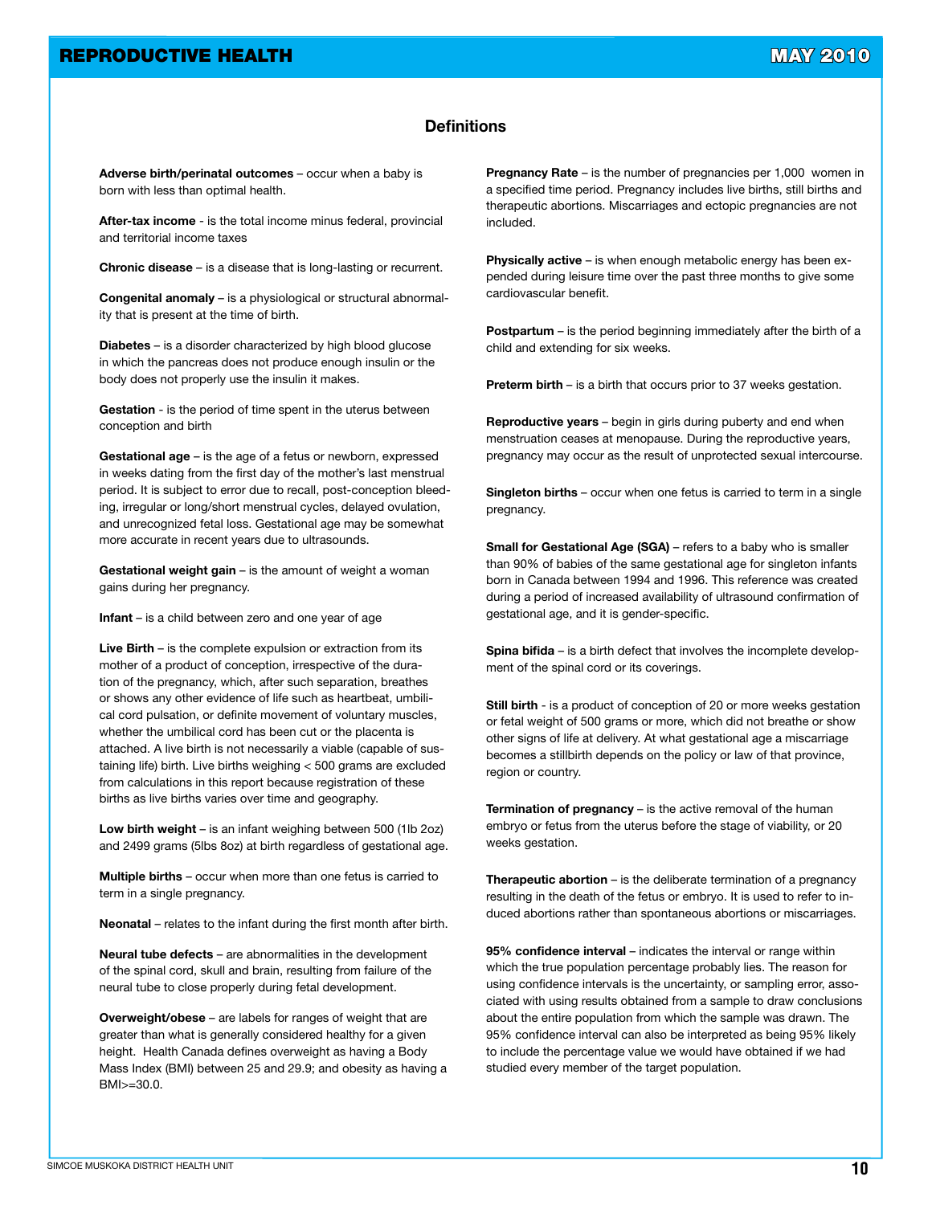## Definitions

**Adverse birth/perinatal outcomes** – occur when a baby is born with less than optimal health.

**After-tax income** - is the total income minus federal, provincial and territorial income taxes

**Chronic disease** – is a disease that is long-lasting or recurrent.

**Congenital anomaly** – is a physiological or structural abnormality that is present at the time of birth.

**Diabetes** – is a disorder characterized by high blood glucose in which the pancreas does not produce enough insulin or the body does not properly use the insulin it makes.

**Gestation** - is the period of time spent in the uterus between conception and birth

**Gestational age** – is the age of a fetus or newborn, expressed in weeks dating from the first day of the mother's last menstrual period. It is subject to error due to recall, post-conception bleeding, irregular or long/short menstrual cycles, delayed ovulation, and unrecognized fetal loss. Gestational age may be somewhat more accurate in recent years due to ultrasounds.

**Gestational weight gain** – is the amount of weight a woman gains during her pregnancy.

**Infant** – is a child between zero and one year of age

**Live Birth** – is the complete expulsion or extraction from its mother of a product of conception, irrespective of the duration of the pregnancy, which, after such separation, breathes or shows any other evidence of life such as heartbeat, umbilical cord pulsation, or definite movement of voluntary muscles, whether the umbilical cord has been cut or the placenta is attached. A live birth is not necessarily a viable (capable of sustaining life) birth. Live births weighing < 500 grams are excluded from calculations in this report because registration of these births as live births varies over time and geography.

**Low birth weight** – is an infant weighing between 500 (1lb 2oz) and 2499 grams (5lbs 8oz) at birth regardless of gestational age.

**Multiple births** – occur when more than one fetus is carried to term in a single pregnancy.

**Neonatal** – relates to the infant during the first month after birth.

**Neural tube defects** – are abnormalities in the development of the spinal cord, skull and brain, resulting from failure of the neural tube to close properly during fetal development.

**Overweight/obese** – are labels for ranges of weight that are greater than what is generally considered healthy for a given height. Health Canada defines overweight as having a Body Mass Index (BMI) between 25 and 29.9; and obesity as having a BMI>=30.0.

**Pregnancy Rate** – is the number of pregnancies per 1,000 women in a specified time period. Pregnancy includes live births, still births and therapeutic abortions. Miscarriages and ectopic pregnancies are not included.

**Physically active** – is when enough metabolic energy has been expended during leisure time over the past three months to give some cardiovascular benefit.

**Postpartum** – is the period beginning immediately after the birth of a child and extending for six weeks.

**Preterm birth** – is a birth that occurs prior to 37 weeks gestation.

**Reproductive years** – begin in girls during puberty and end when menstruation ceases at menopause. During the reproductive years, pregnancy may occur as the result of unprotected sexual intercourse.

**Singleton births** – occur when one fetus is carried to term in a single pregnancy.

**Small for Gestational Age (SGA)** – refers to a baby who is smaller than 90% of babies of the same gestational age for singleton infants born in Canada between 1994 and 1996. This reference was created during a period of increased availability of ultrasound confirmation of gestational age, and it is gender-specific.

**Spina bifida** – is a birth defect that involves the incomplete development of the spinal cord or its coverings.

**Still birth** - is a product of conception of 20 or more weeks gestation or fetal weight of 500 grams or more, which did not breathe or show other signs of life at delivery. At what gestational age a miscarriage becomes a stillbirth depends on the policy or law of that province, region or country.

**Termination of pregnancy** – is the active removal of the human embryo or fetus from the uterus before the stage of viability, or 20 weeks gestation.

**Therapeutic abortion** – is the deliberate termination of a pregnancy resulting in the death of the fetus or embryo. It is used to refer to induced abortions rather than spontaneous abortions or miscarriages.

**95% confidence interval** – indicates the interval or range within which the true population percentage probably lies. The reason for using confidence intervals is the uncertainty, or sampling error, associated with using results obtained from a sample to draw conclusions about the entire population from which the sample was drawn. The 95% confidence interval can also be interpreted as being 95% likely to include the percentage value we would have obtained if we had studied every member of the target population.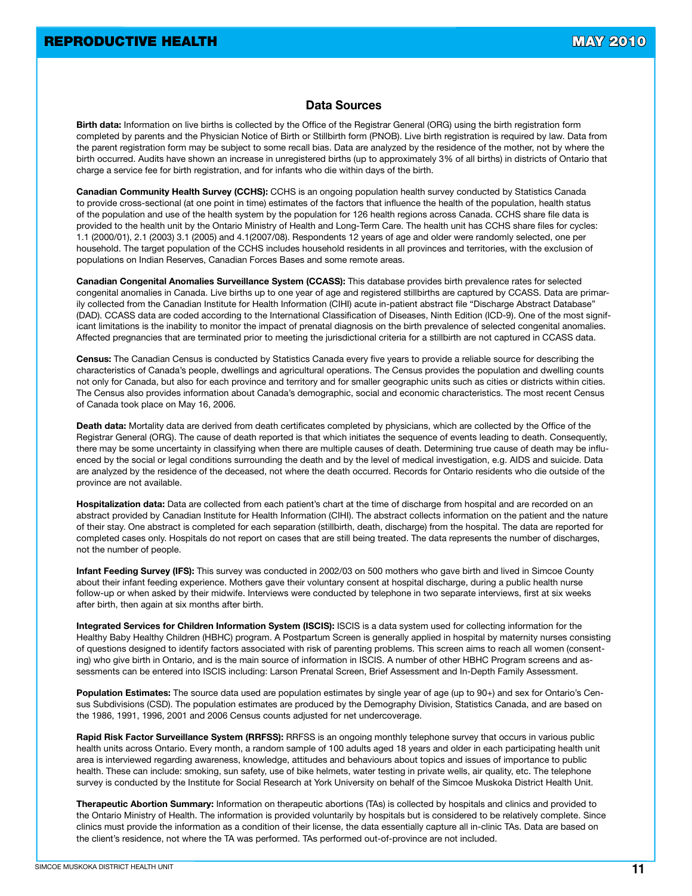## Data Sources

**Birth data:** Information on live births is collected by the Office of the Registrar General (ORG) using the birth registration form completed by parents and the Physician Notice of Birth or Stillbirth form (PNOB). Live birth registration is required by law. Data from the parent registration form may be subject to some recall bias. Data are analyzed by the residence of the mother, not by where the birth occurred. Audits have shown an increase in unregistered births (up to approximately 3% of all births) in districts of Ontario that charge a service fee for birth registration, and for infants who die within days of the birth.

**Canadian Community Health Survey (CCHS):** CCHS is an ongoing population health survey conducted by Statistics Canada to provide cross-sectional (at one point in time) estimates of the factors that influence the health of the population, health status of the population and use of the health system by the population for 126 health regions across Canada. CCHS share file data is provided to the health unit by the Ontario Ministry of Health and Long-Term Care. The health unit has CCHS share files for cycles: 1.1 (2000/01), 2.1 (2003) 3.1 (2005) and 4.1(2007/08). Respondents 12 years of age and older were randomly selected, one per household. The target population of the CCHS includes household residents in all provinces and territories, with the exclusion of populations on Indian Reserves, Canadian Forces Bases and some remote areas.

**Canadian Congenital Anomalies Surveillance System (CCASS):** This database provides birth prevalence rates for selected congenital anomalies in Canada. Live births up to one year of age and registered stillbirths are captured by CCASS. Data are primarily collected from the Canadian Institute for Health Information (CIHI) acute in-patient abstract file "Discharge Abstract Database" (DAD). CCASS data are coded according to the International Classification of Diseases, Ninth Edition (ICD-9). One of the most significant limitations is the inability to monitor the impact of prenatal diagnosis on the birth prevalence of selected congenital anomalies. Affected pregnancies that are terminated prior to meeting the jurisdictional criteria for a stillbirth are not captured in CCASS data.

**Census:** The Canadian Census is conducted by Statistics Canada every five years to provide a reliable source for describing the characteristics of Canada's people, dwellings and agricultural operations. The Census provides the population and dwelling counts not only for Canada, but also for each province and territory and for smaller geographic units such as cities or districts within cities. The Census also provides information about Canada's demographic, social and economic characteristics. The most recent Census of Canada took place on May 16, 2006.

**Death data:** Mortality data are derived from death certificates completed by physicians, which are collected by the Office of the Registrar General (ORG). The cause of death reported is that which initiates the sequence of events leading to death. Consequently, there may be some uncertainty in classifying when there are multiple causes of death. Determining true cause of death may be influenced by the social or legal conditions surrounding the death and by the level of medical investigation, e.g. AIDS and suicide. Data are analyzed by the residence of the deceased, not where the death occurred. Records for Ontario residents who die outside of the province are not available.

**Hospitalization data:** Data are collected from each patient's chart at the time of discharge from hospital and are recorded on an abstract provided by Canadian Institute for Health Information (CIHI). The abstract collects information on the patient and the nature of their stay. One abstract is completed for each separation (stillbirth, death, discharge) from the hospital. The data are reported for completed cases only. Hospitals do not report on cases that are still being treated. The data represents the number of discharges, not the number of people.

**Infant Feeding Survey (IFS):** This survey was conducted in 2002/03 on 500 mothers who gave birth and lived in Simcoe County about their infant feeding experience. Mothers gave their voluntary consent at hospital discharge, during a public health nurse follow-up or when asked by their midwife. Interviews were conducted by telephone in two separate interviews, first at six weeks after birth, then again at six months after birth.

**Integrated Services for Children Information System (ISCIS):** ISCIS is a data system used for collecting information for the Healthy Baby Healthy Children (HBHC) program. A Postpartum Screen is generally applied in hospital by maternity nurses consisting of questions designed to identify factors associated with risk of parenting problems. This screen aims to reach all women (consenting) who give birth in Ontario, and is the main source of information in ISCIS. A number of other HBHC Program screens and assessments can be entered into ISCIS including: Larson Prenatal Screen, Brief Assessment and In-Depth Family Assessment.

**Population Estimates:** The source data used are population estimates by single year of age (up to 90+) and sex for Ontario's Census Subdivisions (CSD). The population estimates are produced by the Demography Division, Statistics Canada, and are based on the 1986, 1991, 1996, 2001 and 2006 Census counts adjusted for net undercoverage.

**Rapid Risk Factor Surveillance System (RRFSS):** RRFSS is an ongoing monthly telephone survey that occurs in various public health units across Ontario. Every month, a random sample of 100 adults aged 18 years and older in each participating health unit area is interviewed regarding awareness, knowledge, attitudes and behaviours about topics and issues of importance to public health. These can include: smoking, sun safety, use of bike helmets, water testing in private wells, air quality, etc. The telephone survey is conducted by the Institute for Social Research at York University on behalf of the Simcoe Muskoka District Health Unit.

**Therapeutic Abortion Summary:** Information on therapeutic abortions (TAs) is collected by hospitals and clinics and provided to the Ontario Ministry of Health. The information is provided voluntarily by hospitals but is considered to be relatively complete. Since clinics must provide the information as a condition of their license, the data essentially capture all in-clinic TAs. Data are based on the client's residence, not where the TA was performed. TAs performed out-of-province are not included.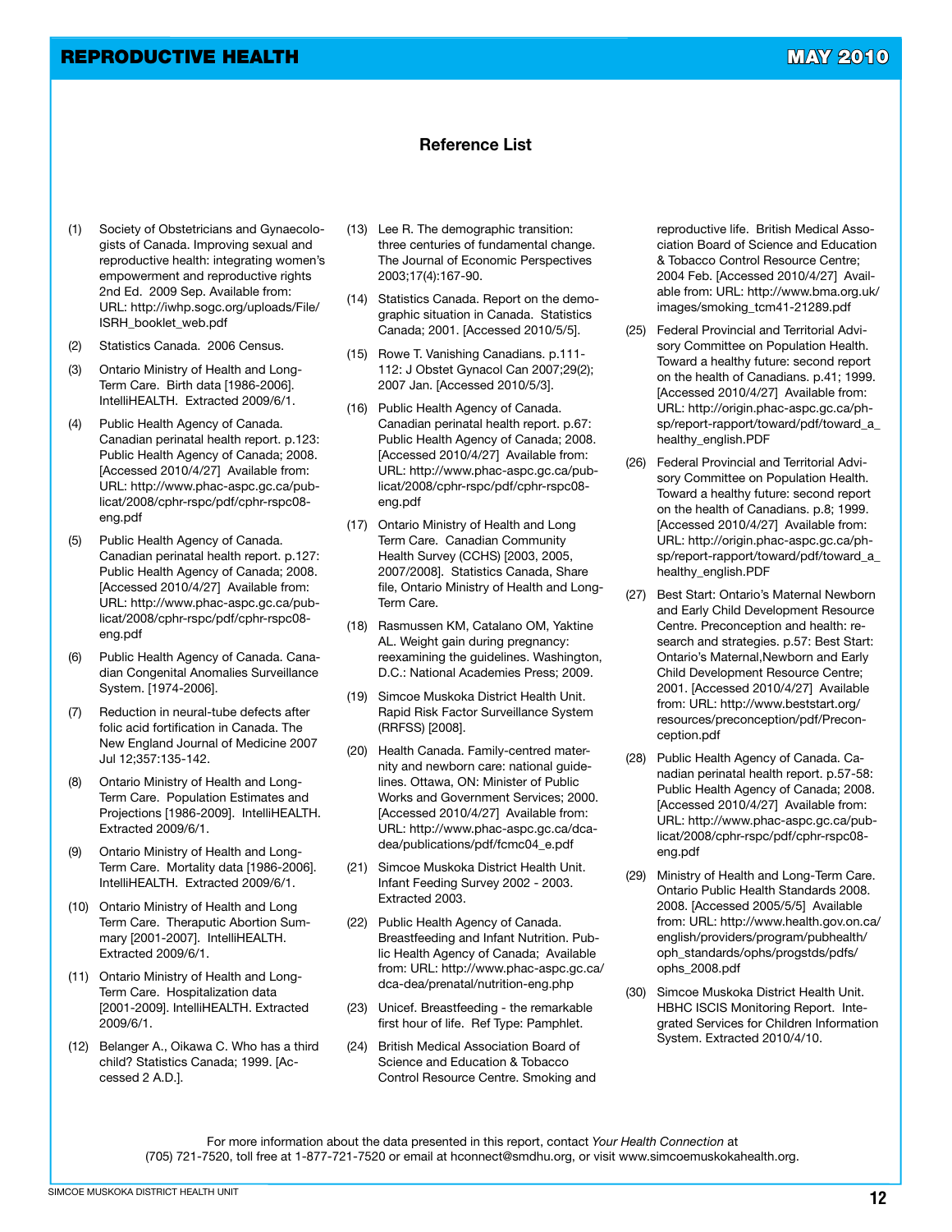## Reference List

(1) Society of Obstetricians and Gynaecologists of Canada. Improving sexual and reproductive health: integrating women's empowerment and reproductive rights 2nd Ed. 2009 Sep. Available from: URL: http://iwhp.sogc.org/uploads/File/ISRH_booklet_web.pdf

(2) Statistics Canada. 2006 Census.

(3) Ontario Ministry of Health and Long-Term Care. Birth data [1986-2006]. IntelliHEALTH. Extracted 2009/6/1.

(4) Public Health Agency of Canada. Canadian perinatal health report. p.123: Public Health Agency of Canada; 2008. [Accessed 2010/4/27] Available from: URL: http://www.phac-aspc.gc.ca/publicat/2008/cphr-rspc/pdf/cphr-rspc08-eng.pdf

(5) Public Health Agency of Canada. Canadian perinatal health report. p.127: Public Health Agency of Canada; 2008. [Accessed 2010/4/27] Available from: URL: http://www.phac-aspc.gc.ca/publicat/2008/cphr-rspc/pdf/cphr-rspc08-eng.pdf

(6) Public Health Agency of Canada. Canadian Congenital Anomalies Surveillance System. [1974-2006].

(7) Reduction in neural-tube defects after folic acid fortification in Canada. The New England Journal of Medicine 2007 Jul 12;357:135-142.

(8) Ontario Ministry of Health and Long-Term Care. Population Estimates and Projections [1986-2009]. IntelliHEALTH. Extracted 2009/6/1.

(9) Ontario Ministry of Health and Long-Term Care. Mortality data [1986-2006]. IntelliHEALTH. Extracted 2009/6/1.

(10) Ontario Ministry of Health and Long Term Care. Theraputic Abortion Summary [2001-2007]. IntelliHEALTH. Extracted 2009/6/1.

(11) Ontario Ministry of Health and Long-Term Care. Hospitalization data [2001-2009]. IntelliHEALTH. Extracted 2009/6/1.

(12) Belanger A., Oikawa C. Who has a third child? Statistics Canada; 1999. [Accessed 2 A.D.].

(13) Lee R. The demographic transition: three centuries of fundamental change. The Journal of Economic Perspectives 2003;17(4):167-90.

(14) Statistics Canada. Report on the demographic situation in Canada. Statistics Canada; 2001. [Accessed 2010/5/5].

(15) Rowe T. Vanishing Canadians. p.111-112: J Obstet Gynacol Can 2007;29(2); 2007 Jan. [Accessed 2010/5/3].

(16) Public Health Agency of Canada. Canadian perinatal health report. p.67: Public Health Agency of Canada; 2008. [Accessed 2010/4/27] Available from: URL: http://www.phac-aspc.gc.ca/publicat/2008/cphr-rspc/pdf/cphr-rspc08-eng.pdf

(17) Ontario Ministry of Health and Long Term Care. Canadian Community Health Survey (CCHS) [2003, 2005, 2007/2008]. Statistics Canada, Share file, Ontario Ministry of Health and Long-Term Care.

(18) Rasmussen KM, Catalano OM, Yaktine AL. Weight gain during pregnancy: reexamining the guidelines. Washington, D.C.: National Academies Press; 2009.

(19) Simcoe Muskoka District Health Unit. Rapid Risk Factor Surveillance System (RRFSS) [2008].

(20) Health Canada. Family-centred maternity and newborn care: national guidelines. Ottawa, ON: Minister of Public Works and Government Services; 2000. [Accessed 2010/4/27] Available from: URL: http://www.phac-aspc.gc.ca/dca-dea/publications/pdf/fcmc04_e.pdf

(21) Simcoe Muskoka District Health Unit. Infant Feeding Survey 2002 - 2003. Extracted 2003.

(22) Public Health Agency of Canada. Breastfeeding and Infant Nutrition. Public Health Agency of Canada; Available from: URL: http://www.phac-aspc.gc.ca/dca-dea/prenatal/nutrition-eng.php

(23) Unicef. Breastfeeding - the remarkable first hour of life. Ref Type: Pamphlet.

(24) British Medical Association Board of Science and Education & Tobacco Control Resource Centre. Smoking and reproductive life. British Medical Association Board of Science and Education & Tobacco Control Resource Centre; 2004 Feb. [Accessed 2010/4/27] Available from: URL: http://www.bma.org.uk/images/smoking_tcm41-21289.pdf

(25) Federal Provincial and Territorial Advisory Committee on Population Health. Toward a healthy future: second report on the health of Canadians. p.41; 1999. [Accessed 2010/4/27] Available from: URL: http://origin.phac-aspc.gc.ca/ph-sp/report-rapport/toward/pdf/toward_a_healthy_english.PDF

(26) Federal Provincial and Territorial Advisory Committee on Population Health. Toward a healthy future: second report on the health of Canadians. p.8; 1999. [Accessed 2010/4/27] Available from: URL: http://origin.phac-aspc.gc.ca/ph-sp/report-rapport/toward/pdf/toward_a_healthy_english.PDF

(27) Best Start: Ontario's Maternal Newborn and Early Child Development Resource Centre. Preconception and health: research and strategies. p.57: Best Start: Ontario's Maternal,Newborn and Early Child Development Resource Centre; 2001. [Accessed 2010/4/27] Available from: URL: http://www.beststart.org/resources/preconception/pdf/Preconception.pdf

(28) Public Health Agency of Canada. Canadian perinatal health report. p.57-58: Public Health Agency of Canada; 2008. [Accessed 2010/4/27] Available from: URL: http://www.phac-aspc.gc.ca/publicat/2008/cphr-rspc/pdf/cphr-rspc08-eng.pdf

(29) Ministry of Health and Long-Term Care. Ontario Public Health Standards 2008. 2008. [Accessed 2005/5/5] Available from: URL: http://www.health.gov.on.ca/english/providers/program/pubhealth/oph_standards/ophs/progstds/pdfs/ophs_2008.pdf

(30) Simcoe Muskoka District Health Unit. HBHC ISCIS Monitoring Report. Integrated Services for Children Information System. Extracted 2010/4/10.

For more information about the data presented in this report, contact *Your Health Connection* at (705) 721-7520, toll free at 1-877-721-7520 or email at hconnect@smdhu.org, or visit www.simcoemuskokahealth.org.